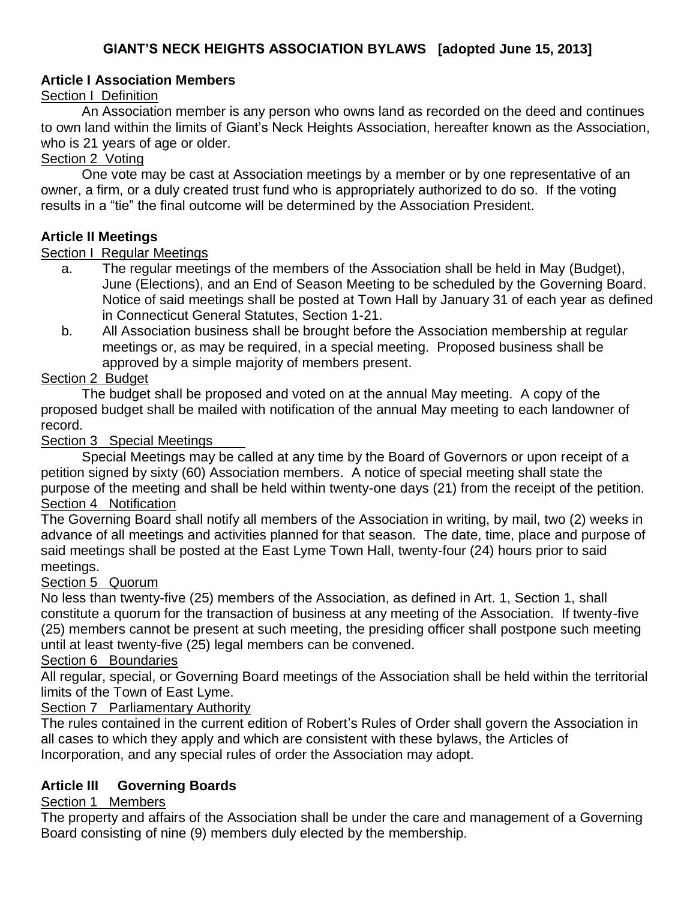# GIANT'S NECK HEIGHTS ASSOCIATION BYLAWS [adopted June 15, 2013]

## Article I Association Members

Section I Definition

An Association member is any person who owns land as recorded on the deed and continues to own land within the limits of Giant's Neck Heights Association, hereafter known as the Association, who is 21 years of age or older.

Section 2 Voting

One vote may be cast at Association meetings by a member or by one representative of an owner, a firm, or a duly created trust fund who is appropriately authorized to do so. If the voting results in a "tie" the final outcome will be determined by the Association President.

## Article II Meetings

Section I Regular Meetings

a. The regular meetings of the members of the Association shall be held in May (Budget), June (Elections), and an End of Season Meeting to be scheduled by the Governing Board. Notice of said meetings shall be posted at Town Hall by January 31 of each year as defined in Connecticut General Statutes, Section 1-21.

b. All Association business shall be brought before the Association membership at regular meetings or, as may be required, in a special meeting. Proposed business shall be approved by a simple majority of members present.

Section 2 Budget

The budget shall be proposed and voted on at the annual May meeting. A copy of the proposed budget shall be mailed with notification of the annual May meeting to each landowner of record.

Section 3 Special Meetings

Special Meetings may be called at any time by the Board of Governors or upon receipt of a petition signed by sixty (60) Association members. A notice of special meeting shall state the purpose of the meeting and shall be held within twenty-one days (21) from the receipt of the petition.

Section 4 Notification

The Governing Board shall notify all members of the Association in writing, by mail, two (2) weeks in advance of all meetings and activities planned for that season. The date, time, place and purpose of said meetings shall be posted at the East Lyme Town Hall, twenty-four (24) hours prior to said meetings.

Section 5 Quorum

No less than twenty-five (25) members of the Association, as defined in Art. 1, Section 1, shall constitute a quorum for the transaction of business at any meeting of the Association. If twenty-five (25) members cannot be present at such meeting, the presiding officer shall postpone such meeting until at least twenty-five (25) legal members can be convened.

Section 6 Boundaries

All regular, special, or Governing Board meetings of the Association shall be held within the territorial limits of the Town of East Lyme.

Section 7 Parliamentary Authority

The rules contained in the current edition of Robert's Rules of Order shall govern the Association in all cases to which they apply and which are consistent with these bylaws, the Articles of Incorporation, and any special rules of order the Association may adopt.

## Article III Governing Boards

Section 1 Members

The property and affairs of the Association shall be under the care and management of a Governing Board consisting of nine (9) members duly elected by the membership.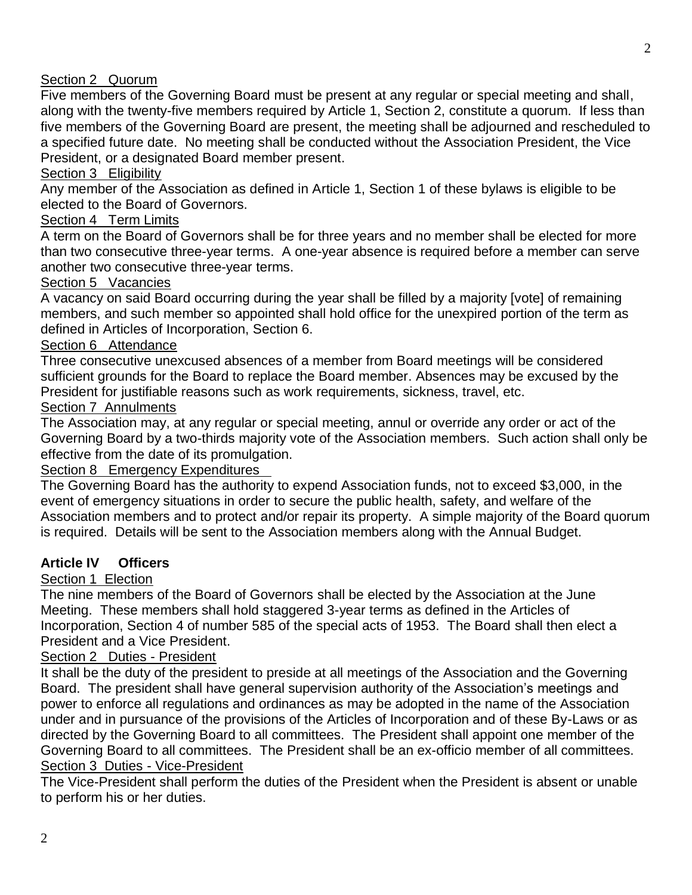Section 2 Quorum

Five members of the Governing Board must be present at any regular or special meeting and shall, along with the twenty-five members required by Article 1, Section 2, constitute a quorum. If less than five members of the Governing Board are present, the meeting shall be adjourned and rescheduled to a specified future date. No meeting shall be conducted without the Association President, the Vice President, or a designated Board member present.

Section 3 Eligibility

Any member of the Association as defined in Article 1, Section 1 of these bylaws is eligible to be elected to the Board of Governors.

Section 4 Term Limits

A term on the Board of Governors shall be for three years and no member shall be elected for more than two consecutive three-year terms. A one-year absence is required before a member can serve another two consecutive three-year terms.

Section 5 Vacancies

A vacancy on said Board occurring during the year shall be filled by a majority [vote] of remaining members, and such member so appointed shall hold office for the unexpired portion of the term as defined in Articles of Incorporation, Section 6.

Section 6 Attendance

Three consecutive unexcused absences of a member from Board meetings will be considered sufficient grounds for the Board to replace the Board member. Absences may be excused by the President for justifiable reasons such as work requirements, sickness, travel, etc.

Section 7 Annulments

The Association may, at any regular or special meeting, annul or override any order or act of the Governing Board by a two-thirds majority vote of the Association members. Such action shall only be effective from the date of its promulgation.

Section 8 Emergency Expenditures

The Governing Board has the authority to expend Association funds, not to exceed $3,000, in the event of emergency situations in order to secure the public health, safety, and welfare of the Association members and to protect and/or repair its property. A simple majority of the Board quorum is required. Details will be sent to the Association members along with the Annual Budget.

## Article IV Officers

Section 1 Election

The nine members of the Board of Governors shall be elected by the Association at the June Meeting. These members shall hold staggered 3-year terms as defined in the Articles of Incorporation, Section 4 of number 585 of the special acts of 1953. The Board shall then elect a President and a Vice President.

Section 2 Duties - President

It shall be the duty of the president to preside at all meetings of the Association and the Governing Board. The president shall have general supervision authority of the Association's meetings and power to enforce all regulations and ordinances as may be adopted in the name of the Association under and in pursuance of the provisions of the Articles of Incorporation and of these By-Laws or as directed by the Governing Board to all committees. The President shall appoint one member of the Governing Board to all committees. The President shall be an ex-officio member of all committees.

Section 3 Duties - Vice-President

The Vice-President shall perform the duties of the President when the President is absent or unable to perform his or her duties.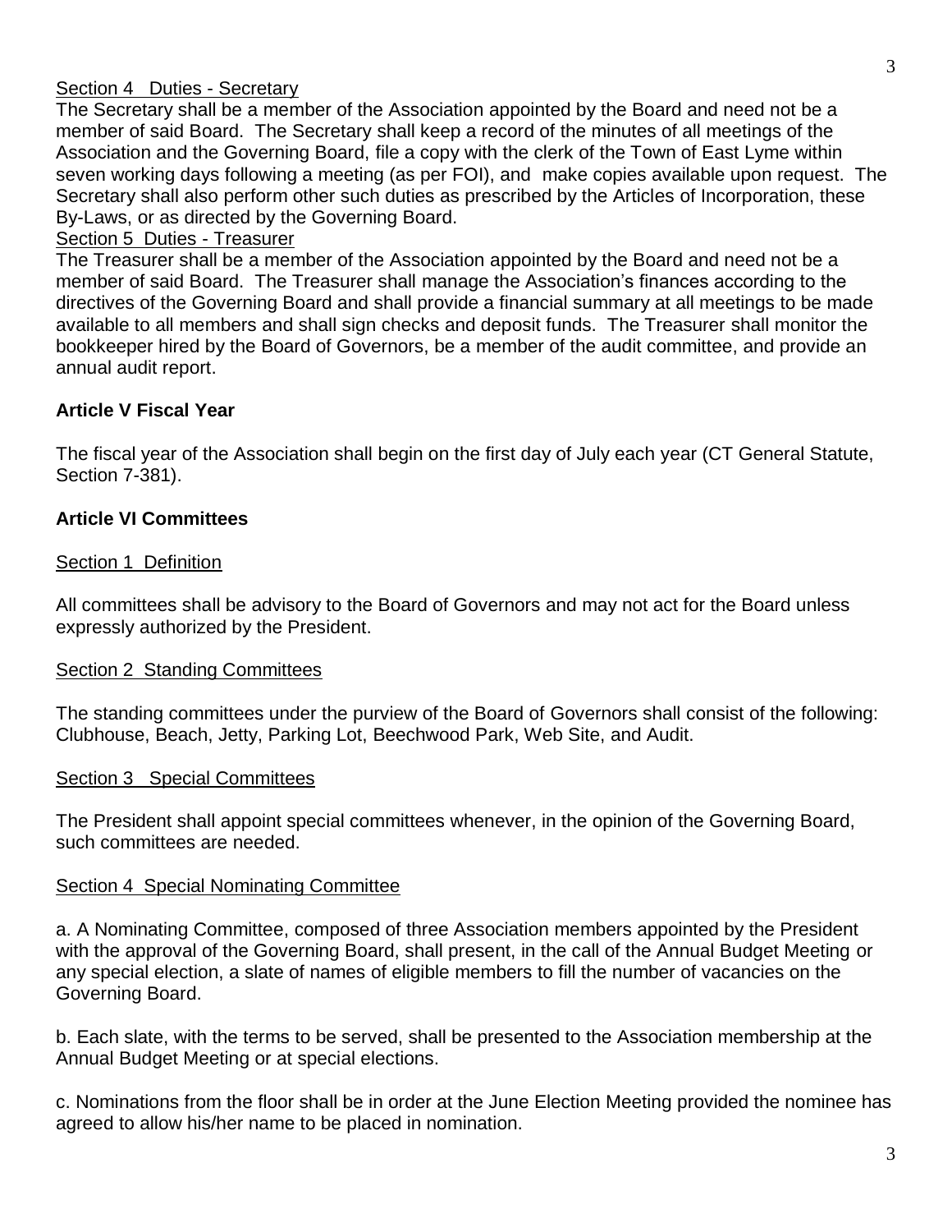<u>Section 4 Duties - Secretary</u>

The Secretary shall be a member of the Association appointed by the Board and need not be a member of said Board. The Secretary shall keep a record of the minutes of all meetings of the Association and the Governing Board, file a copy with the clerk of the Town of East Lyme within seven working days following a meeting (as per FOI), and make copies available upon request. The Secretary shall also perform other such duties as prescribed by the Articles of Incorporation, these By-Laws, or as directed by the Governing Board.

<u>Section 5 Duties - Treasurer</u>

The Treasurer shall be a member of the Association appointed by the Board and need not be a member of said Board. The Treasurer shall manage the Association's finances according to the directives of the Governing Board and shall provide a financial summary at all meetings to be made available to all members and shall sign checks and deposit funds. The Treasurer shall monitor the bookkeeper hired by the Board of Governors, be a member of the audit committee, and provide an annual audit report.

**Article V Fiscal Year**

The fiscal year of the Association shall begin on the first day of July each year (CT General Statute, Section 7-381).

**Article VI Committees**

<u>Section 1 Definition</u>

All committees shall be advisory to the Board of Governors and may not act for the Board unless expressly authorized by the President.

<u>Section 2 Standing Committees</u>

The standing committees under the purview of the Board of Governors shall consist of the following: Clubhouse, Beach, Jetty, Parking Lot, Beechwood Park, Web Site, and Audit.

<u>Section 3 Special Committees</u>

The President shall appoint special committees whenever, in the opinion of the Governing Board, such committees are needed.

<u>Section 4 Special Nominating Committee</u>

a. A Nominating Committee, composed of three Association members appointed by the President with the approval of the Governing Board, shall present, in the call of the Annual Budget Meeting or any special election, a slate of names of eligible members to fill the number of vacancies on the Governing Board.

b. Each slate, with the terms to be served, shall be presented to the Association membership at the Annual Budget Meeting or at special elections.

c. Nominations from the floor shall be in order at the June Election Meeting provided the nominee has agreed to allow his/her name to be placed in nomination.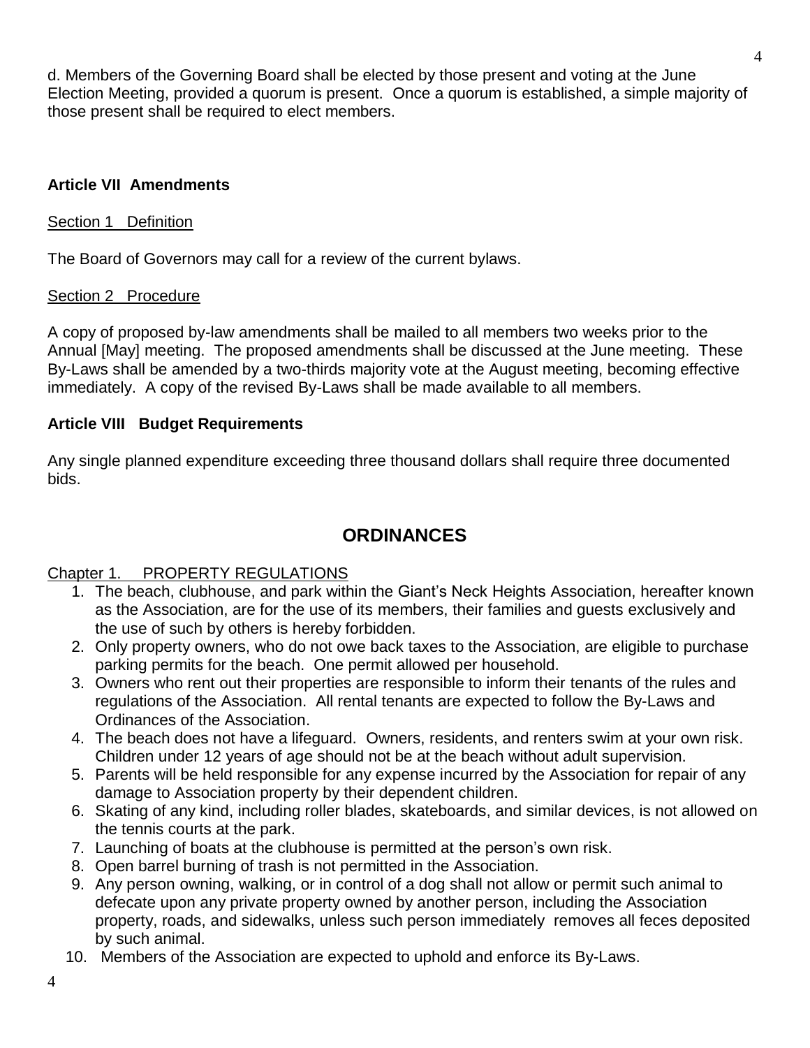d. Members of the Governing Board shall be elected by those present and voting at the June Election Meeting, provided a quorum is present. Once a quorum is established, a simple majority of those present shall be required to elect members.

**Article VII Amendments**

Section 1 Definition

The Board of Governors may call for a review of the current bylaws.

Section 2 Procedure

A copy of proposed by-law amendments shall be mailed to all members two weeks prior to the Annual [May] meeting. The proposed amendments shall be discussed at the June meeting. These By-Laws shall be amended by a two-thirds majority vote at the August meeting, becoming effective immediately. A copy of the revised By-Laws shall be made available to all members.

**Article VIII Budget Requirements**

Any single planned expenditure exceeding three thousand dollars shall require three documented bids.

## ORDINANCES

Chapter 1. PROPERTY REGULATIONS

1. The beach, clubhouse, and park within the Giant's Neck Heights Association, hereafter known as the Association, are for the use of its members, their families and guests exclusively and the use of such by others is hereby forbidden.
2. Only property owners, who do not owe back taxes to the Association, are eligible to purchase parking permits for the beach. One permit allowed per household.
3. Owners who rent out their properties are responsible to inform their tenants of the rules and regulations of the Association. All rental tenants are expected to follow the By-Laws and Ordinances of the Association.
4. The beach does not have a lifeguard. Owners, residents, and renters swim at your own risk. Children under 12 years of age should not be at the beach without adult supervision.
5. Parents will be held responsible for any expense incurred by the Association for repair of any damage to Association property by their dependent children.
6. Skating of any kind, including roller blades, skateboards, and similar devices, is not allowed on the tennis courts at the park.
7. Launching of boats at the clubhouse is permitted at the person's own risk.
8. Open barrel burning of trash is not permitted in the Association.
9. Any person owning, walking, or in control of a dog shall not allow or permit such animal to defecate upon any private property owned by another person, including the Association property, roads, and sidewalks, unless such person immediately removes all feces deposited by such animal.
10. Members of the Association are expected to uphold and enforce its By-Laws.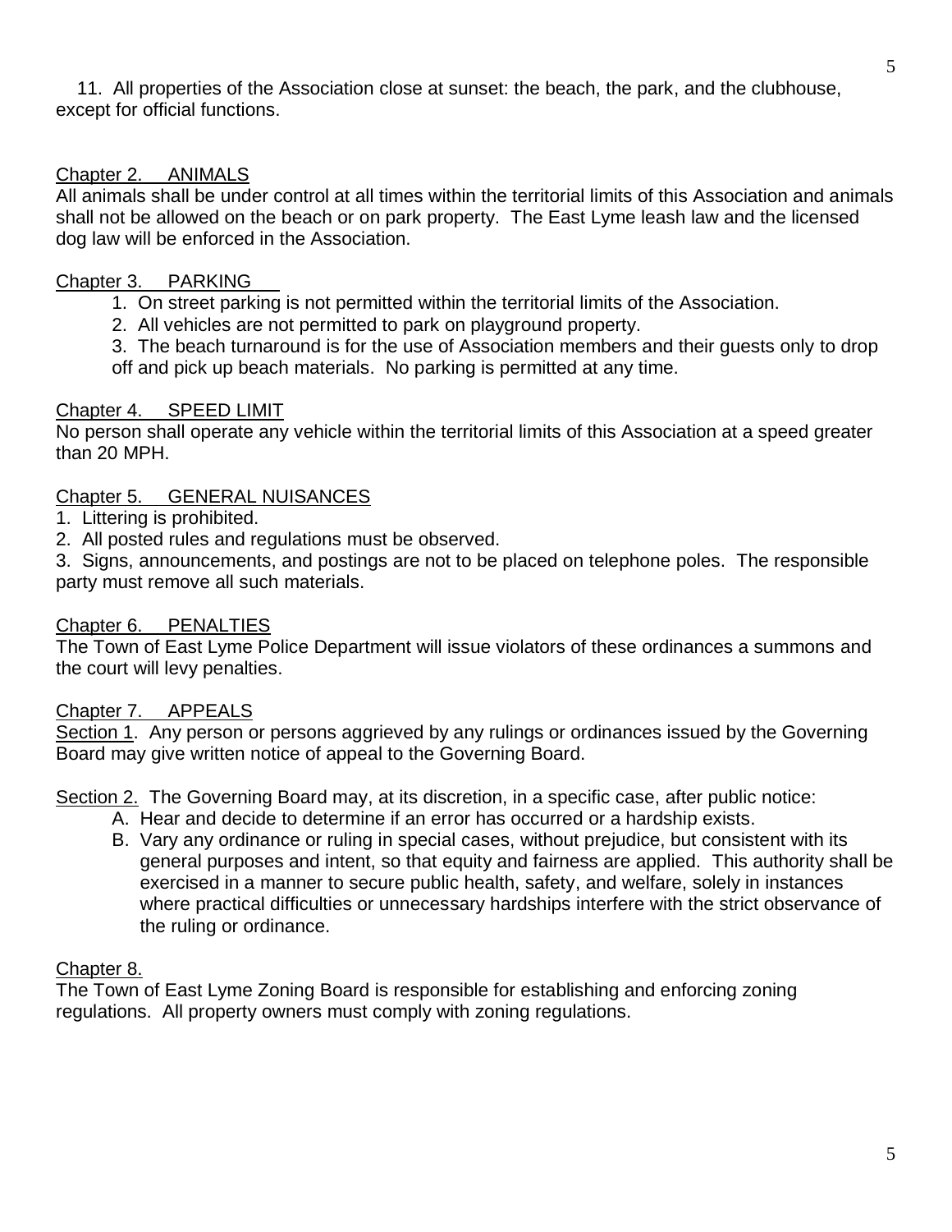11. All properties of the Association close at sunset: the beach, the park, and the clubhouse, except for official functions.

## Chapter 2. ANIMALS

All animals shall be under control at all times within the territorial limits of this Association and animals shall not be allowed on the beach or on park property. The East Lyme leash law and the licensed dog law will be enforced in the Association.

## Chapter 3. PARKING

1. On street parking is not permitted within the territorial limits of the Association.
2. All vehicles are not permitted to park on playground property.
3. The beach turnaround is for the use of Association members and their guests only to drop off and pick up beach materials. No parking is permitted at any time.

## Chapter 4. SPEED LIMIT

No person shall operate any vehicle within the territorial limits of this Association at a speed greater than 20 MPH.

## Chapter 5. GENERAL NUISANCES

1. Littering is prohibited.
2. All posted rules and regulations must be observed.
3. Signs, announcements, and postings are not to be placed on telephone poles. The responsible party must remove all such materials.

## Chapter 6. PENALTIES

The Town of East Lyme Police Department will issue violators of these ordinances a summons and the court will levy penalties.

## Chapter 7. APPEALS

Section 1. Any person or persons aggrieved by any rulings or ordinances issued by the Governing Board may give written notice of appeal to the Governing Board.

Section 2. The Governing Board may, at its discretion, in a specific case, after public notice:

A. Hear and decide to determine if an error has occurred or a hardship exists.
B. Vary any ordinance or ruling in special cases, without prejudice, but consistent with its general purposes and intent, so that equity and fairness are applied. This authority shall be exercised in a manner to secure public health, safety, and welfare, solely in instances where practical difficulties or unnecessary hardships interfere with the strict observance of the ruling or ordinance.

## Chapter 8.

The Town of East Lyme Zoning Board is responsible for establishing and enforcing zoning regulations. All property owners must comply with zoning regulations.